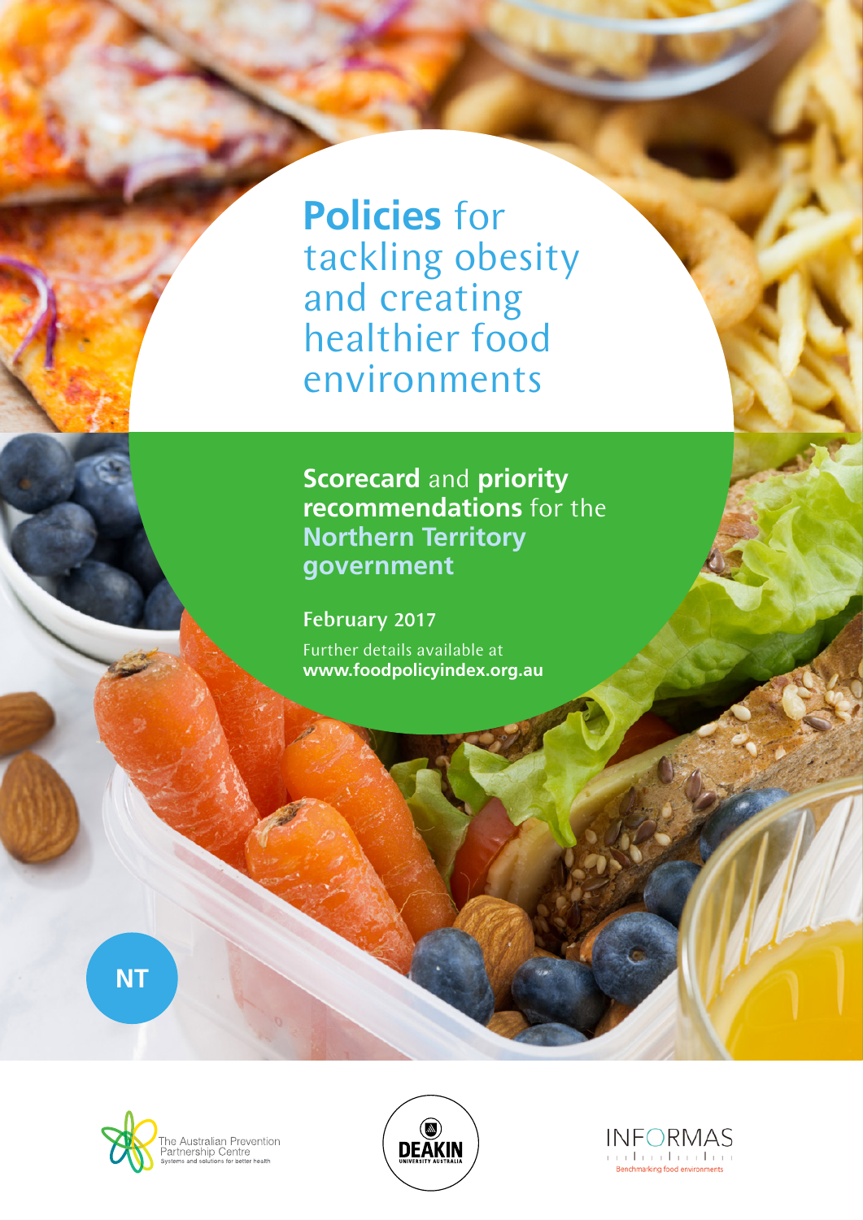# Policies for tackling obesity and creating healthier food environments

## Scorecard and priority recommendations for the Northern Territory government

February 2017

Further details available at **www.foodpolicyindex.org.au**

NT

The Australian Prevention Partnership Centre
Systems and solutions for better health

DEAKIN UNIVERSITY AUSTRALIA

INFORMAS
Benchmarking food environments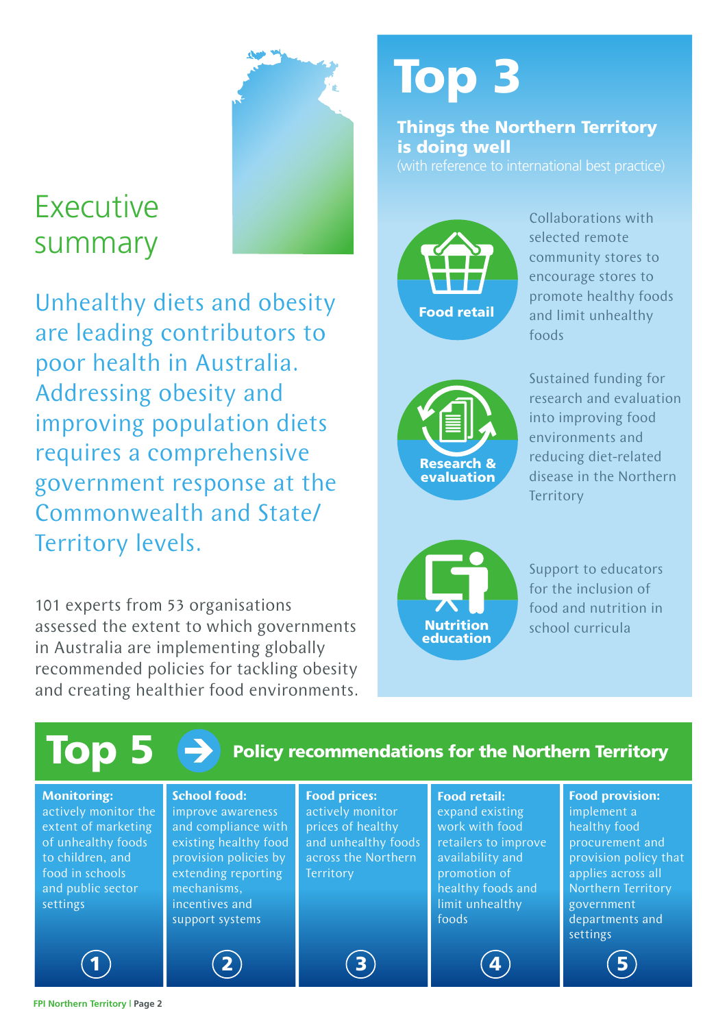# Executive summary

Unhealthy diets and obesity are leading contributors to poor health in Australia. Addressing obesity and improving population diets requires a comprehensive government response at the Commonwealth and State/ Territory levels.

101 experts from 53 organisations assessed the extent to which governments in Australia are implementing globally recommended policies for tackling obesity and creating healthier food environments.

## Top 3

### Things the Northern Territory is doing well

(with reference to international best practice)

**Food retail**

Collaborations with selected remote community stores to encourage stores to promote healthy foods and limit unhealthy foods

**Research & evaluation**

Sustained funding for research and evaluation into improving food environments and reducing diet-related disease in the Northern Territory

**Nutrition education**

Support to educators for the inclusion of food and nutrition in school curricula

## Top 5 → Policy recommendations for the Northern Territory

1. **Monitoring:** actively monitor the extent of marketing of unhealthy foods to children, and food in schools and public sector settings
2. **School food:** improve awareness and compliance with existing healthy food provision policies by extending reporting mechanisms, incentives and support systems
3. **Food prices:** actively monitor prices of healthy and unhealthy foods across the Northern Territory
4. **Food retail:** expand existing work with food retailers to improve availability and promotion of healthy foods and limit unhealthy foods
5. **Food provision:** implement a healthy food procurement and provision policy that applies across all Northern Territory government departments and settings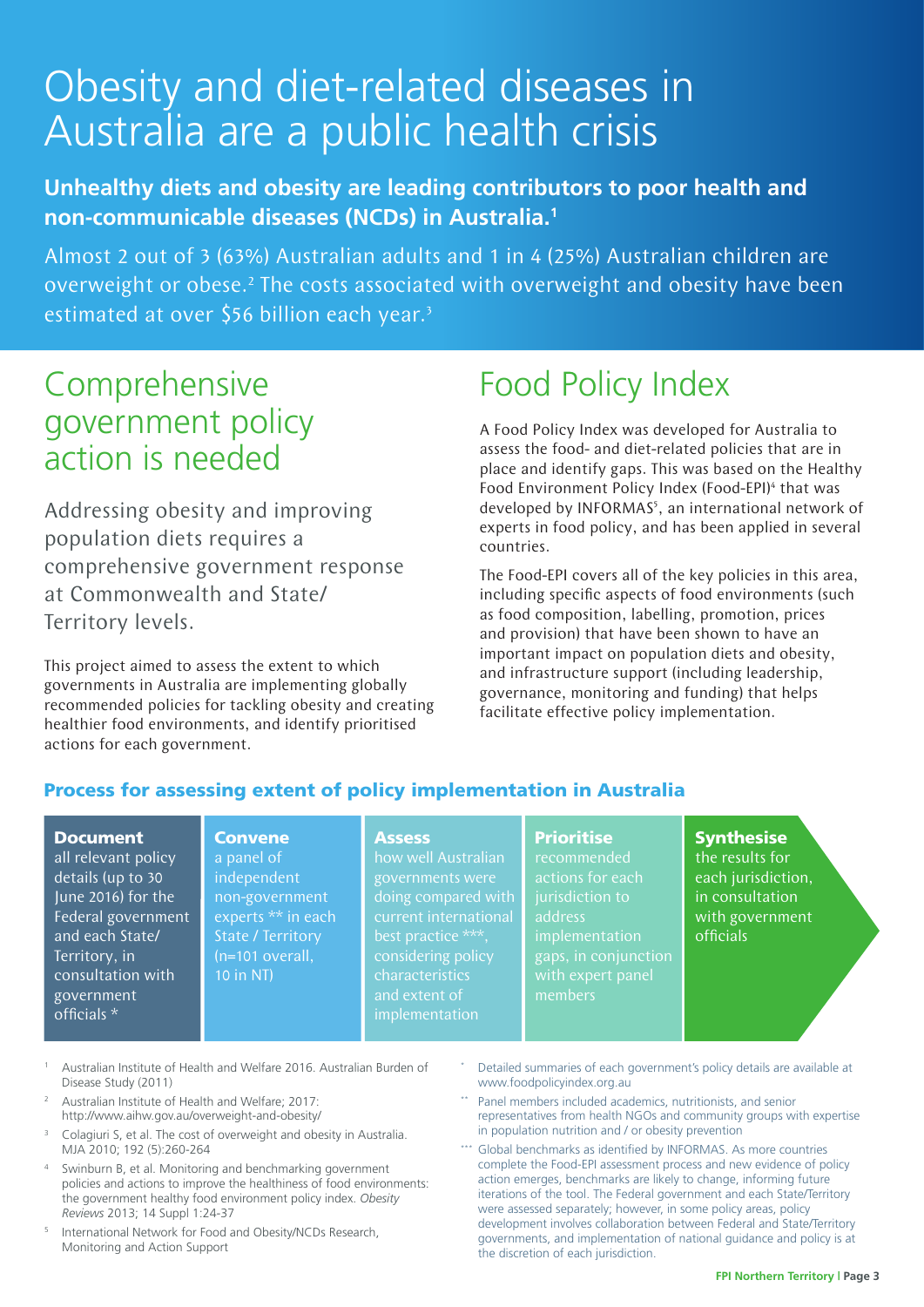# Obesity and diet-related diseases in Australia are a public health crisis

**Unhealthy diets and obesity are leading contributors to poor health and non-communicable diseases (NCDs) in Australia.[1]**

Almost 2 out of 3 (63%) Australian adults and 1 in 4 (25%) Australian children are overweight or obese.[2] The costs associated with overweight and obesity have been estimated at over $56 billion each year.[3]

## Comprehensive government policy action is needed

Addressing obesity and improving population diets requires a comprehensive government response at Commonwealth and State/ Territory levels.

This project aimed to assess the extent to which governments in Australia are implementing globally recommended policies for tackling obesity and creating healthier food environments, and identify prioritised actions for each government.

## Food Policy Index

A Food Policy Index was developed for Australia to assess the food- and diet-related policies that are in place and identify gaps. This was based on the Healthy Food Environment Policy Index (Food-EPI)[4] that was developed by INFORMAS[5], an international network of experts in food policy, and has been applied in several countries.

The Food-EPI covers all of the key policies in this area, including specific aspects of food environments (such as food composition, labelling, promotion, prices and provision) that have been shown to have an important impact on population diets and obesity, and infrastructure support (including leadership, governance, monitoring and funding) that helps facilitate effective policy implementation.

### Process for assessing extent of policy implementation in Australia

**Document** all relevant policy details (up to 30 June 2016) for the Federal government and each State/ Territory, in consultation with government officials *

**Convene** a panel of independent non-government experts ** in each State / Territory (n=101 overall, 10 in NT)

**Assess** how well Australian governments were doing compared with current international best practice ***, considering policy characteristics and extent of implementation

**Prioritise** recommended actions for each jurisdiction to address implementation gaps, in conjunction with expert panel members

**Synthesise** the results for each jurisdiction, in consultation with government officials

1. Australian Institute of Health and Welfare 2016. Australian Burden of Disease Study (2011)
2. Australian Institute of Health and Welfare; 2017: http://www.aihw.gov.au/overweight-and-obesity/
3. Colagiuri S, et al. The cost of overweight and obesity in Australia. MJA 2010; 192 (5):260-264
4. Swinburn B, et al. Monitoring and benchmarking government policies and actions to improve the healthiness of food environments: the government healthy food environment policy index. *Obesity Reviews* 2013; 14 Suppl 1:24-37
5. International Network for Food and Obesity/NCDs Research, Monitoring and Action Support

\* Detailed summaries of each government's policy details are available at www.foodpolicyindex.org.au

\*\* Panel members included academics, nutritionists, and senior representatives from health NGOs and community groups with expertise in population nutrition and / or obesity prevention

\*\*\* Global benchmarks as identified by INFORMAS. As more countries complete the Food-EPI assessment process and new evidence of policy action emerges, benchmarks are likely to change, informing future iterations of the tool. The Federal government and each State/Territory were assessed separately; however, in some policy areas, policy development involves collaboration between Federal and State/Territory governments, and implementation of national guidance and policy is at the discretion of each jurisdiction.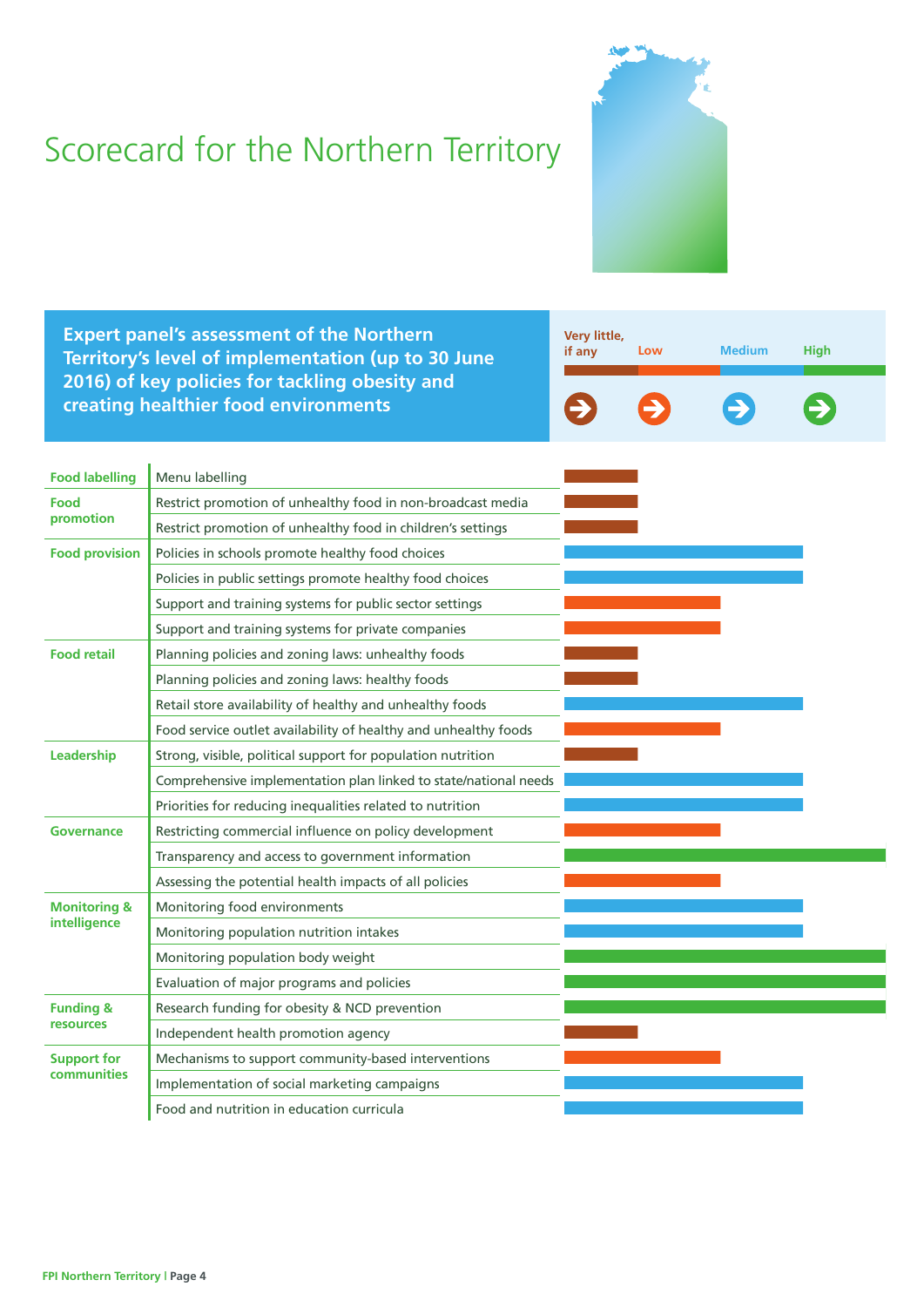# Scorecard for the Northern Territory

**Expert panel's assessment of the Northern Territory's level of implementation (up to 30 June 2016) of key policies for tackling obesity and creating healthier food environments**

Very little, if any | Low | Medium | High

| Domain | Policy | Level of implementation |
|---|---|---|
| Food labelling | Menu labelling | Very little, if any |
| Food promotion | Restrict promotion of unhealthy food in non-broadcast media | Very little, if any |
| | Restrict promotion of unhealthy food in children's settings | Very little, if any |
| Food provision | Policies in schools promote healthy food choices | Medium |
| | Policies in public settings promote healthy food choices | Medium |
| | Support and training systems for public sector settings | Low |
| | Support and training systems for private companies | Low |
| Food retail | Planning policies and zoning laws: unhealthy foods | Very little, if any |
| | Planning policies and zoning laws: healthy foods | Very little, if any |
| | Retail store availability of healthy and unhealthy foods | Medium |
| | Food service outlet availability of healthy and unhealthy foods | Low |
| Leadership | Strong, visible, political support for population nutrition | Very little, if any |
| | Comprehensive implementation plan linked to state/national needs | Medium |
| | Priorities for reducing inequalities related to nutrition | Medium |
| Governance | Restricting commercial influence on policy development | Low |
| | Transparency and access to government information | High |
| | Assessing the potential health impacts of all policies | Low |
| Monitoring & intelligence | Monitoring food environments | Medium |
| | Monitoring population nutrition intakes | Medium |
| | Monitoring population body weight | High |
| | Evaluation of major programs and policies | High |
| Funding & resources | Research funding for obesity & NCD prevention | High |
| | Independent health promotion agency | Very little, if any |
| Support for communities | Mechanisms to support community-based interventions | Low |
| | Implementation of social marketing campaigns | Medium |
| | Food and nutrition in education curricula | Medium |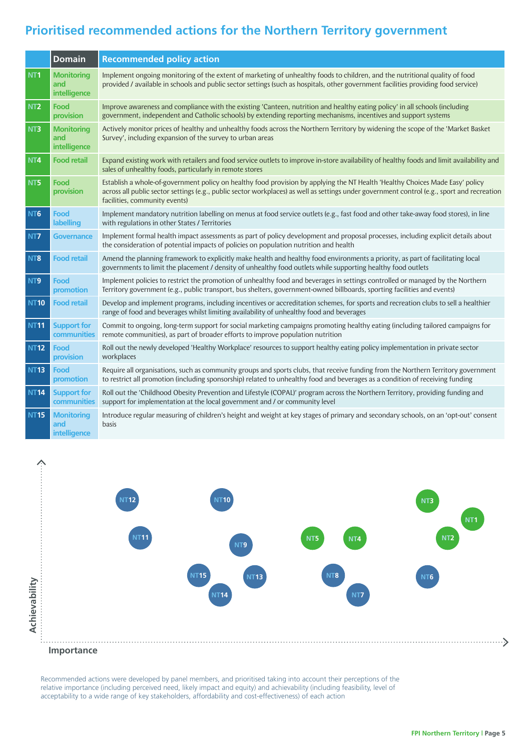# Prioritised recommended actions for the Northern Territory government

| | Domain | Recommended policy action |
|---|---|---|
| NT1 | Monitoring and intelligence | Implement ongoing monitoring of the extent of marketing of unhealthy foods to children, and the nutritional quality of food provided / available in schools and public sector settings (such as hospitals, other government facilities providing food service) |
| NT2 | Food provision | Improve awareness and compliance with the existing 'Canteen, nutrition and healthy eating policy' in all schools (including government, independent and Catholic schools) by extending reporting mechanisms, incentives and support systems |
| NT3 | Monitoring and intelligence | Actively monitor prices of healthy and unhealthy foods across the Northern Territory by widening the scope of the 'Market Basket Survey', including expansion of the survey to urban areas |
| NT4 | Food retail | Expand existing work with retailers and food service outlets to improve in-store availability of healthy foods and limit availability and sales of unhealthy foods, particularly in remote stores |
| NT5 | Food provision | Establish a whole-of-government policy on healthy food provision by applying the NT Health 'Healthy Choices Made Easy' policy across all public sector settings (e.g., public sector workplaces) as well as settings under government control (e.g., sport and recreation facilities, community events) |
| NT6 | Food labelling | Implement mandatory nutrition labelling on menus at food service outlets (e.g., fast food and other take-away food stores), in line with regulations in other States / Territories |
| NT7 | Governance | Implement formal health impact assessments as part of policy development and proposal processes, including explicit details about the consideration of potential impacts of policies on population nutrition and health |
| NT8 | Food retail | Amend the planning framework to explicitly make health and healthy food environments a priority, as part of facilitating local governments to limit the placement / density of unhealthy food outlets while supporting healthy food outlets |
| NT9 | Food promotion | Implement policies to restrict the promotion of unhealthy food and beverages in settings controlled or managed by the Northern Territory government (e.g., public transport, bus shelters, government-owned billboards, sporting facilities and events) |
| NT10 | Food retail | Develop and implement programs, including incentives or accreditation schemes, for sports and recreation clubs to sell a healthier range of food and beverages whilst limiting availability of unhealthy food and beverages |
| NT11 | Support for communities | Commit to ongoing, long-term support for social marketing campaigns promoting healthy eating (including tailored campaigns for remote communities), as part of broader efforts to improve population nutrition |
| NT12 | Food provision | Roll out the newly developed 'Healthy Workplace' resources to support healthy eating policy implementation in private sector workplaces |
| NT13 | Food promotion | Require all organisations, such as community groups and sports clubs, that receive funding from the Northern Territory government to restrict all promotion (including sponsorship) related to unhealthy food and beverages as a condition of receiving funding |
| NT14 | Support for communities | Roll out the 'Childhood Obesity Prevention and Lifestyle (COPAL)' program across the Northern Territory, providing funding and support for implementation at the local government and / or community level |
| NT15 | Monitoring and intelligence | Introduce regular measuring of children's height and weight at key stages of primary and secondary schools, on an 'opt-out' consent basis |

Achievability

Importance

NT12 NT10 NT3 NT1 NT11 NT9 NT5 NT4 NT2 NT15 NT13 NT8 NT6 NT14 NT7

Recommended actions were developed by panel members, and prioritised taking into account their perceptions of the relative importance (including perceived need, likely impact and equity) and achievability (including feasibility, level of acceptability to a wide range of key stakeholders, affordability and cost-effectiveness) of each action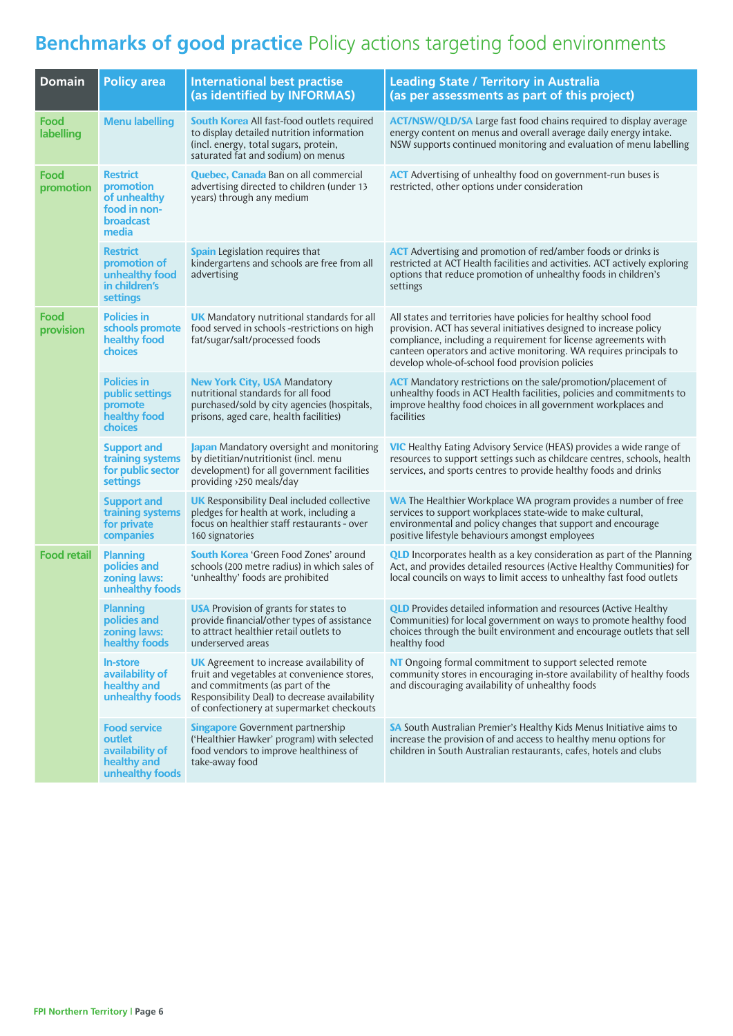# Benchmarks of good practice Policy actions targeting food environments

| Domain | Policy area | International best practise (as identified by INFORMAS) | Leading State / Territory in Australia (as per assessments as part of this project) |
|---|---|---|---|
| Food labelling | Menu labelling | **South Korea** All fast-food outlets required to display detailed nutrition information (incl. energy, total sugars, protein, saturated fat and sodium) on menus | **ACT/NSW/QLD/SA** Large fast food chains required to display average energy content on menus and overall average daily energy intake. NSW supports continued monitoring and evaluation of menu labelling |
| Food promotion | Restrict promotion of unhealthy food in non-broadcast media | **Quebec, Canada** Ban on all commercial advertising directed to children (under 13 years) through any medium | **ACT** Advertising of unhealthy food on government-run buses is restricted, other options under consideration |
| | Restrict promotion of unhealthy food in children's settings | **Spain** Legislation requires that kindergartens and schools are free from all advertising | **ACT** Advertising and promotion of red/amber foods or drinks is restricted at ACT Health facilities and activities. ACT actively exploring options that reduce promotion of unhealthy foods in children's settings |
| Food provision | Policies in schools promote healthy food choices | **UK** Mandatory nutritional standards for all food served in schools -restrictions on high fat/sugar/salt/processed foods | All states and territories have policies for healthy school food provision. ACT has several initiatives designed to increase policy compliance, including a requirement for license agreements with canteen operators and active monitoring. WA requires principals to develop whole-of-school food provision policies |
| | Policies in public settings promote healthy food choices | **New York City, USA** Mandatory nutritional standards for all food purchased/sold by city agencies (hospitals, prisons, aged care, health facilities) | **ACT** Mandatory restrictions on the sale/promotion/placement of unhealthy foods in ACT Health facilities, policies and commitments to improve healthy food choices in all government workplaces and facilities |
| | Support and training systems for public sector settings | **Japan** Mandatory oversight and monitoring by dietitian/nutritionist (incl. menu development) for all government facilities providing >250 meals/day | **VIC** Healthy Eating Advisory Service (HEAS) provides a wide range of resources to support settings such as childcare centres, schools, health services, and sports centres to provide healthy foods and drinks |
| | Support and training systems for private companies | **UK** Responsibility Deal included collective pledges for health at work, including a focus on healthier staff restaurants - over 160 signatories | **WA** The Healthier Workplace WA program provides a number of free services to support workplaces state-wide to make cultural, environmental and policy changes that support and encourage positive lifestyle behaviours amongst employees |
| Food retail | Planning policies and zoning laws: unhealthy foods | **South Korea** 'Green Food Zones' around schools (200 metre radius) in which sales of 'unhealthy' foods are prohibited | **QLD** Incorporates health as a key consideration as part of the Planning Act, and provides detailed resources (Active Healthy Communities) for local councils on ways to limit access to unhealthy fast food outlets |
| | Planning policies and zoning laws: healthy foods | **USA** Provision of grants for states to provide financial/other types of assistance to attract healthier retail outlets to underserved areas | **QLD** Provides detailed information and resources (Active Healthy Communities) for local government on ways to promote healthy food choices through the built environment and encourage outlets that sell healthy food |
| | In-store availability of healthy and unhealthy foods | **UK** Agreement to increase availability of fruit and vegetables at convenience stores, and commitments (as part of the Responsibility Deal) to decrease availability of confectionery at supermarket checkouts | **NT** Ongoing formal commitment to support selected remote community stores in encouraging in-store availability of healthy foods and discouraging availability of unhealthy foods |
| | Food service outlet availability of healthy and unhealthy foods | **Singapore** Government partnership ('Healthier Hawker' program) with selected food vendors to improve healthiness of take-away food | **SA** South Australian Premier's Healthy Kids Menus Initiative aims to increase the provision of and access to healthy menu options for children in South Australian restaurants, cafes, hotels and clubs |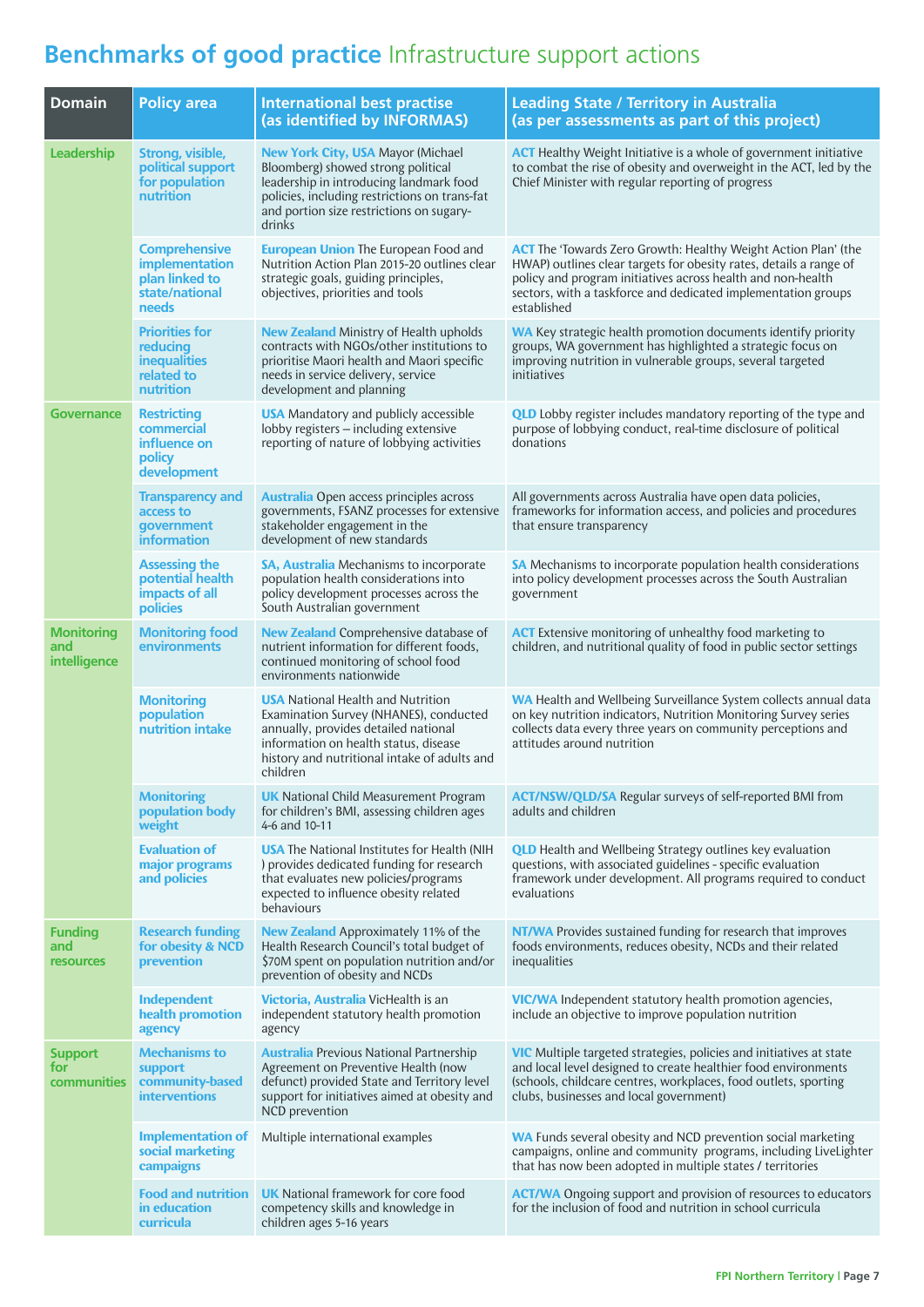# **Benchmarks of good practice** Infrastructure support actions

| Domain | Policy area | International best practise (as identified by INFORMAS) | Leading State / Territory in Australia (as per assessments as part of this project) |
|---|---|---|---|
| Leadership | Strong, visible, political support for population nutrition | **New York City, USA** Mayor (Michael Bloomberg) showed strong political leadership in introducing landmark food policies, including restrictions on trans-fat and portion size restrictions on sugary-drinks | **ACT** Healthy Weight Initiative is a whole of government initiative to combat the rise of obesity and overweight in the ACT, led by the Chief Minister with regular reporting of progress |
| | Comprehensive implementation plan linked to state/national needs | **European Union** The European Food and Nutrition Action Plan 2015-20 outlines clear strategic goals, guiding principles, objectives, priorities and tools | **ACT** The 'Towards Zero Growth: Healthy Weight Action Plan' (the HWAP) outlines clear targets for obesity rates, details a range of policy and program initiatives across health and non-health sectors, with a taskforce and dedicated implementation groups established |
| | Priorities for reducing inequalities related to nutrition | **New Zealand** Ministry of Health upholds contracts with NGOs/other institutions to prioritise Maori health and Maori specific needs in service delivery, service development and planning | **WA** Key strategic health promotion documents identify priority groups, WA government has highlighted a strategic focus on improving nutrition in vulnerable groups, several targeted initiatives |
| Governance | Restricting commercial influence on policy development | **USA** Mandatory and publicly accessible lobby registers – including extensive reporting of nature of lobbying activities | **QLD** Lobby register includes mandatory reporting of the type and purpose of lobbying conduct, real-time disclosure of political donations |
| | Transparency and access to government information | **Australia** Open access principles across governments, FSANZ processes for extensive stakeholder engagement in the development of new standards | All governments across Australia have open data policies, frameworks for information access, and policies and procedures that ensure transparency |
| | Assessing the potential health impacts of all policies | **SA, Australia** Mechanisms to incorporate population health considerations into policy development processes across the South Australian government | **SA** Mechanisms to incorporate population health considerations into policy development processes across the South Australian government |
| Monitoring and intelligence | Monitoring food environments | **New Zealand** Comprehensive database of nutrient information for different foods, continued monitoring of school food environments nationwide | **ACT** Extensive monitoring of unhealthy food marketing to children, and nutritional quality of food in public sector settings |
| | Monitoring population nutrition intake | **USA** National Health and Nutrition Examination Survey (NHANES), conducted annually, provides detailed national information on health status, disease history and nutritional intake of adults and children | **WA** Health and Wellbeing Surveillance System collects annual data on key nutrition indicators, Nutrition Monitoring Survey series collects data every three years on community perceptions and attitudes around nutrition |
| | Monitoring population body weight | **UK** National Child Measurement Program for children's BMI, assessing children ages 4-6 and 10-11 | **ACT/NSW/QLD/SA** Regular surveys of self-reported BMI from adults and children |
| | Evaluation of major programs and policies | **USA** The National Institutes for Health (NIH ) provides dedicated funding for research that evaluates new policies/programs expected to influence obesity related behaviours | **QLD** Health and Wellbeing Strategy outlines key evaluation questions, with associated guidelines - specific evaluation framework under development. All programs required to conduct evaluations |
| Funding and resources | Research funding for obesity & NCD prevention | **New Zealand** Approximately 11% of the Health Research Council's total budget of $70M spent on population nutrition and/or prevention of obesity and NCDs | **NT/WA** Provides sustained funding for research that improves foods environments, reduces obesity, NCDs and their related inequalities |
| | Independent health promotion agency | **Victoria, Australia** VicHealth is an independent statutory health promotion agency | **VIC/WA** Independent statutory health promotion agencies, include an objective to improve population nutrition |
| Support for communities | Mechanisms to support community-based interventions | **Australia** Previous National Partnership Agreement on Preventive Health (now defunct) provided State and Territory level support for initiatives aimed at obesity and NCD prevention | **VIC** Multiple targeted strategies, policies and initiatives at state and local level designed to create healthier food environments (schools, childcare centres, workplaces, food outlets, sporting clubs, businesses and local government) |
| | Implementation of social marketing campaigns | Multiple international examples | **WA** Funds several obesity and NCD prevention social marketing campaigns, online and community programs, including LiveLighter that has now been adopted in multiple states / territories |
| | Food and nutrition in education curricula | **UK** National framework for core food competency skills and knowledge in children ages 5-16 years | **ACT/WA** Ongoing support and provision of resources to educators for the inclusion of food and nutrition in school curricula |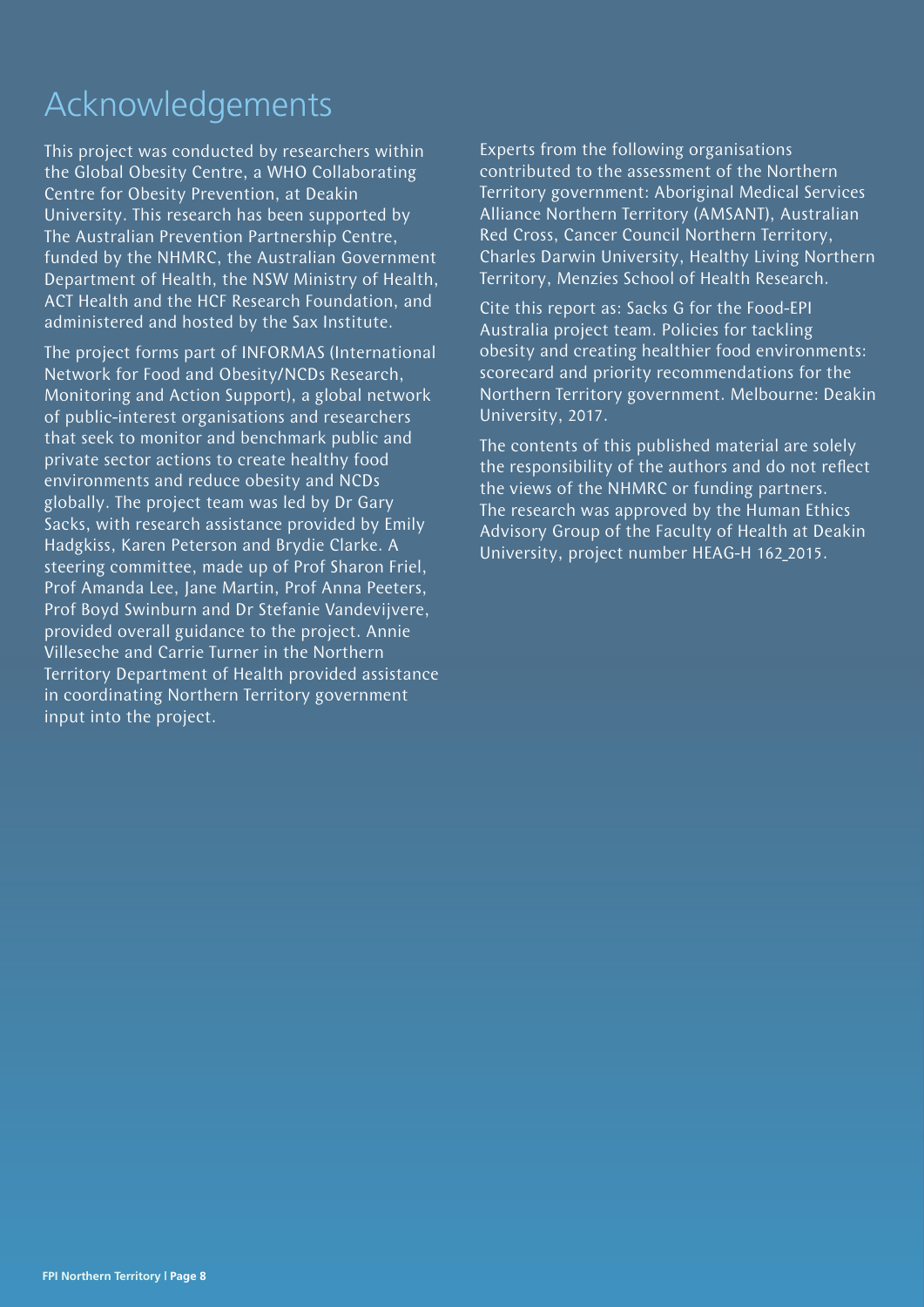# Acknowledgements

This project was conducted by researchers within the Global Obesity Centre, a WHO Collaborating Centre for Obesity Prevention, at Deakin University. This research has been supported by The Australian Prevention Partnership Centre, funded by the NHMRC, the Australian Government Department of Health, the NSW Ministry of Health, ACT Health and the HCF Research Foundation, and administered and hosted by the Sax Institute.

The project forms part of INFORMAS (International Network for Food and Obesity/NCDs Research, Monitoring and Action Support), a global network of public-interest organisations and researchers that seek to monitor and benchmark public and private sector actions to create healthy food environments and reduce obesity and NCDs globally. The project team was led by Dr Gary Sacks, with research assistance provided by Emily Hadgkiss, Karen Peterson and Brydie Clarke. A steering committee, made up of Prof Sharon Friel, Prof Amanda Lee, Jane Martin, Prof Anna Peeters, Prof Boyd Swinburn and Dr Stefanie Vandevijvere, provided overall guidance to the project. Annie Villeseche and Carrie Turner in the Northern Territory Department of Health provided assistance in coordinating Northern Territory government input into the project.

Experts from the following organisations contributed to the assessment of the Northern Territory government: Aboriginal Medical Services Alliance Northern Territory (AMSANT), Australian Red Cross, Cancer Council Northern Territory, Charles Darwin University, Healthy Living Northern Territory, Menzies School of Health Research.

Cite this report as: Sacks G for the Food-EPI Australia project team. Policies for tackling obesity and creating healthier food environments: scorecard and priority recommendations for the Northern Territory government. Melbourne: Deakin University, 2017.

The contents of this published material are solely the responsibility of the authors and do not reflect the views of the NHMRC or funding partners. The research was approved by the Human Ethics Advisory Group of the Faculty of Health at Deakin University, project number HEAG-H 162_2015.